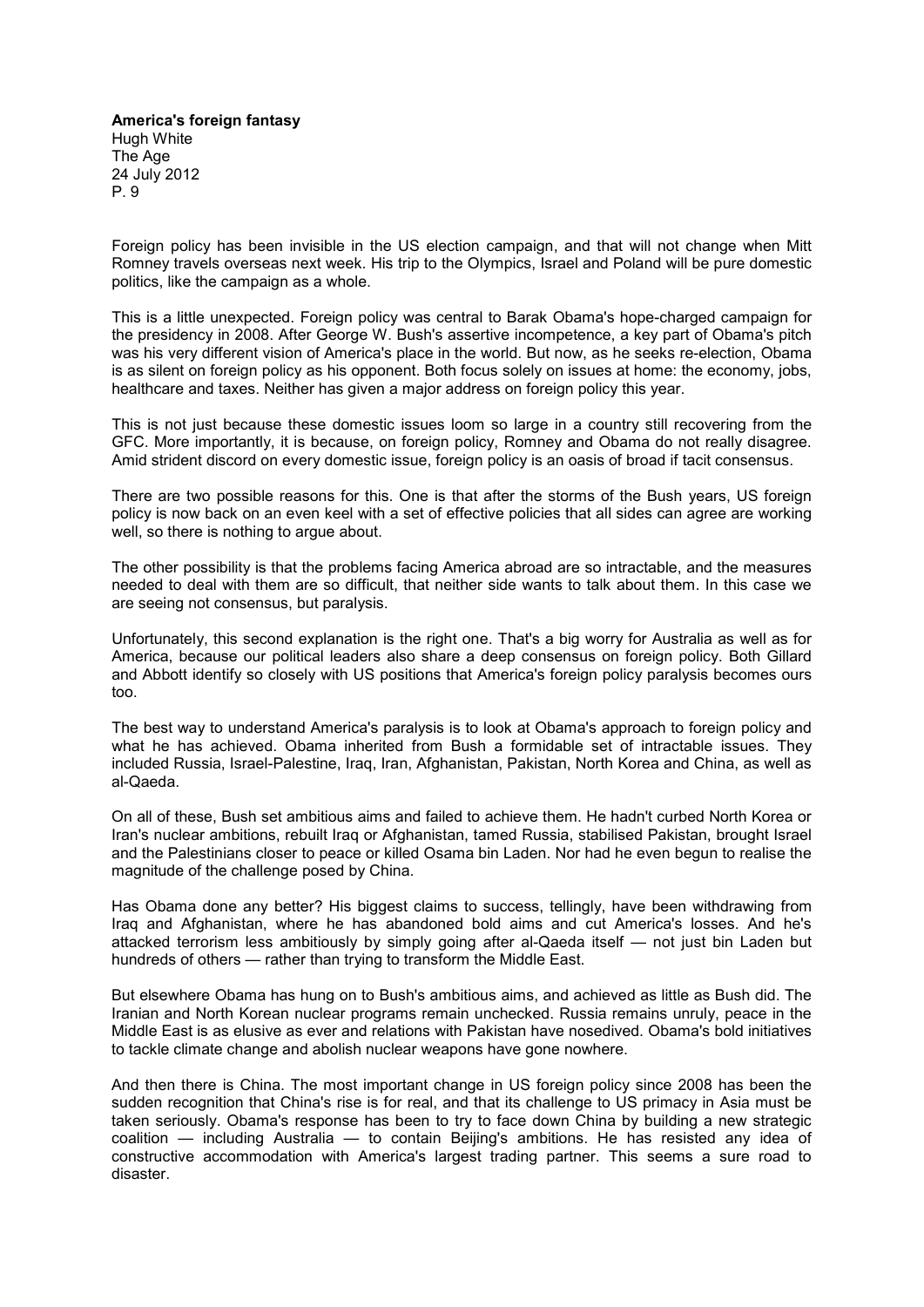**America's foreign fantasy**
Hugh White
The Age
24 July 2012
P. 9

Foreign policy has been invisible in the US election campaign, and that will not change when Mitt Romney travels overseas next week. His trip to the Olympics, Israel and Poland will be pure domestic politics, like the campaign as a whole.

This is a little unexpected. Foreign policy was central to Barak Obama's hope-charged campaign for the presidency in 2008. After George W. Bush's assertive incompetence, a key part of Obama's pitch was his very different vision of America's place in the world. But now, as he seeks re-election, Obama is as silent on foreign policy as his opponent. Both focus solely on issues at home: the economy, jobs, healthcare and taxes. Neither has given a major address on foreign policy this year.

This is not just because these domestic issues loom so large in a country still recovering from the GFC. More importantly, it is because, on foreign policy, Romney and Obama do not really disagree. Amid strident discord on every domestic issue, foreign policy is an oasis of broad if tacit consensus.

There are two possible reasons for this. One is that after the storms of the Bush years, US foreign policy is now back on an even keel with a set of effective policies that all sides can agree are working well, so there is nothing to argue about.

The other possibility is that the problems facing America abroad are so intractable, and the measures needed to deal with them are so difficult, that neither side wants to talk about them. In this case we are seeing not consensus, but paralysis.

Unfortunately, this second explanation is the right one. That's a big worry for Australia as well as for America, because our political leaders also share a deep consensus on foreign policy. Both Gillard and Abbott identify so closely with US positions that America's foreign policy paralysis becomes ours too.

The best way to understand America's paralysis is to look at Obama's approach to foreign policy and what he has achieved. Obama inherited from Bush a formidable set of intractable issues. They included Russia, Israel-Palestine, Iraq, Iran, Afghanistan, Pakistan, North Korea and China, as well as al-Qaeda.

On all of these, Bush set ambitious aims and failed to achieve them. He hadn't curbed North Korea or Iran's nuclear ambitions, rebuilt Iraq or Afghanistan, tamed Russia, stabilised Pakistan, brought Israel and the Palestinians closer to peace or killed Osama bin Laden. Nor had he even begun to realise the magnitude of the challenge posed by China.

Has Obama done any better? His biggest claims to success, tellingly, have been withdrawing from Iraq and Afghanistan, where he has abandoned bold aims and cut America's losses. And he's attacked terrorism less ambitiously by simply going after al-Qaeda itself — not just bin Laden but hundreds of others — rather than trying to transform the Middle East.

But elsewhere Obama has hung on to Bush's ambitious aims, and achieved as little as Bush did. The Iranian and North Korean nuclear programs remain unchecked. Russia remains unruly, peace in the Middle East is as elusive as ever and relations with Pakistan have nosedived. Obama's bold initiatives to tackle climate change and abolish nuclear weapons have gone nowhere.

And then there is China. The most important change in US foreign policy since 2008 has been the sudden recognition that China's rise is for real, and that its challenge to US primacy in Asia must be taken seriously. Obama's response has been to try to face down China by building a new strategic coalition — including Australia — to contain Beijing's ambitions. He has resisted any idea of constructive accommodation with America's largest trading partner. This seems a sure road to disaster.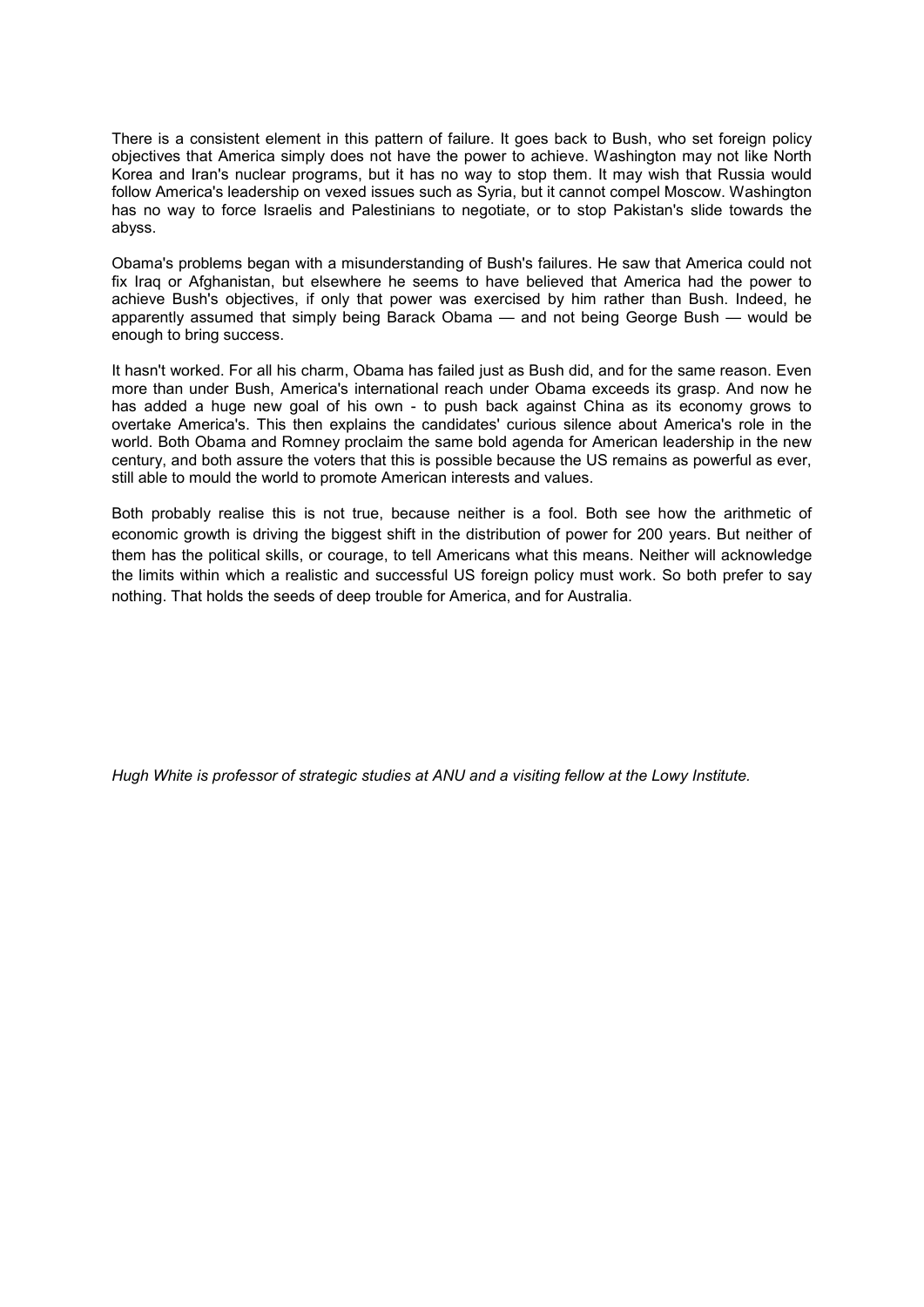There is a consistent element in this pattern of failure. It goes back to Bush, who set foreign policy objectives that America simply does not have the power to achieve. Washington may not like North Korea and Iran's nuclear programs, but it has no way to stop them. It may wish that Russia would follow America's leadership on vexed issues such as Syria, but it cannot compel Moscow. Washington has no way to force Israelis and Palestinians to negotiate, or to stop Pakistan's slide towards the abyss.

Obama's problems began with a misunderstanding of Bush's failures. He saw that America could not fix Iraq or Afghanistan, but elsewhere he seems to have believed that America had the power to achieve Bush's objectives, if only that power was exercised by him rather than Bush. Indeed, he apparently assumed that simply being Barack Obama — and not being George Bush — would be enough to bring success.

It hasn't worked. For all his charm, Obama has failed just as Bush did, and for the same reason. Even more than under Bush, America's international reach under Obama exceeds its grasp. And now he has added a huge new goal of his own - to push back against China as its economy grows to overtake America's. This then explains the candidates' curious silence about America's role in the world. Both Obama and Romney proclaim the same bold agenda for American leadership in the new century, and both assure the voters that this is possible because the US remains as powerful as ever, still able to mould the world to promote American interests and values.

Both probably realise this is not true, because neither is a fool. Both see how the arithmetic of economic growth is driving the biggest shift in the distribution of power for 200 years. But neither of them has the political skills, or courage, to tell Americans what this means. Neither will acknowledge the limits within which a realistic and successful US foreign policy must work. So both prefer to say nothing. That holds the seeds of deep trouble for America, and for Australia.

*Hugh White is professor of strategic studies at ANU and a visiting fellow at the Lowy Institute.*